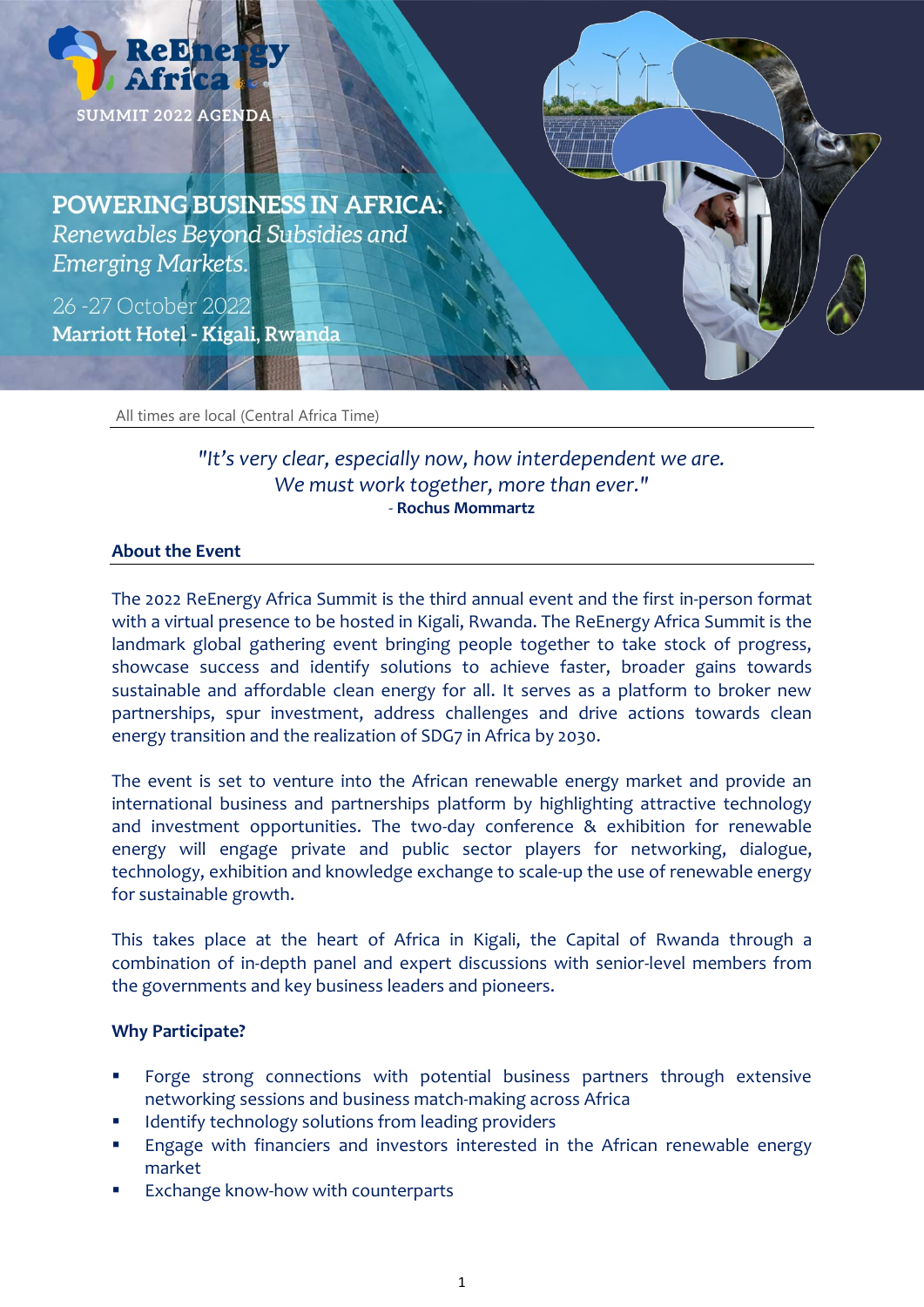ReEnergy Africa

SUMMIT 2022 AGENDA

# POWERING BUSINESS IN AFRICA:

*Renewables Beyond Subsidies and Emerging Markets.*

26 -27 October 2022

**Marriott Hotel - Kigali, Rwanda**

All times are local (Central Africa Time)

*"It's very clear, especially now, how interdependent we are. We must work together, more than ever."*

\- **Rochus Mommartz**

## About the Event

The 2022 ReEnergy Africa Summit is the third annual event and the first in-person format with a virtual presence to be hosted in Kigali, Rwanda. The ReEnergy Africa Summit is the landmark global gathering event bringing people together to take stock of progress, showcase success and identify solutions to achieve faster, broader gains towards sustainable and affordable clean energy for all. It serves as a platform to broker new partnerships, spur investment, address challenges and drive actions towards clean energy transition and the realization of SDG7 in Africa by 2030.

The event is set to venture into the African renewable energy market and provide an international business and partnerships platform by highlighting attractive technology and investment opportunities. The two-day conference & exhibition for renewable energy will engage private and public sector players for networking, dialogue, technology, exhibition and knowledge exchange to scale-up the use of renewable energy for sustainable growth.

This takes place at the heart of Africa in Kigali, the Capital of Rwanda through a combination of in-depth panel and expert discussions with senior-level members from the governments and key business leaders and pioneers.

## Why Participate?

- Forge strong connections with potential business partners through extensive networking sessions and business match-making across Africa
- Identify technology solutions from leading providers
- Engage with financiers and investors interested in the African renewable energy market
- Exchange know-how with counterparts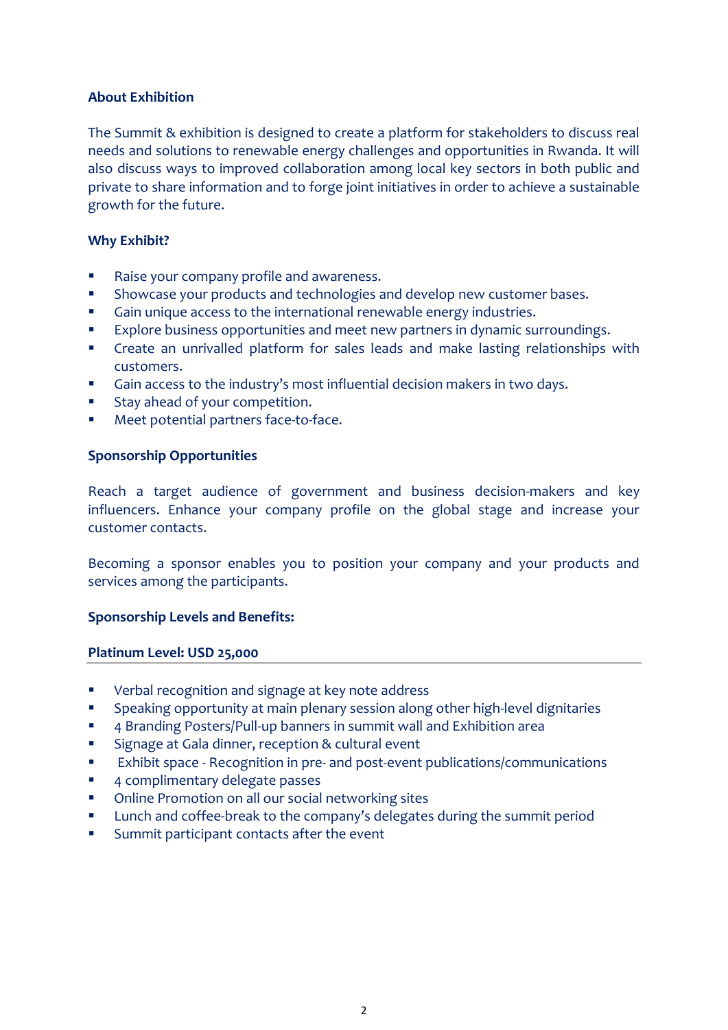## About Exhibition

The Summit & exhibition is designed to create a platform for stakeholders to discuss real needs and solutions to renewable energy challenges and opportunities in Rwanda. It will also discuss ways to improved collaboration among local key sectors in both public and private to share information and to forge joint initiatives in order to achieve a sustainable growth for the future.

## Why Exhibit?

- Raise your company profile and awareness.
- Showcase your products and technologies and develop new customer bases.
- Gain unique access to the international renewable energy industries.
- Explore business opportunities and meet new partners in dynamic surroundings.
- Create an unrivalled platform for sales leads and make lasting relationships with customers.
- Gain access to the industry's most influential decision makers in two days.
- Stay ahead of your competition.
- Meet potential partners face-to-face.

## Sponsorship Opportunities

Reach a target audience of government and business decision-makers and key influencers. Enhance your company profile on the global stage and increase your customer contacts.

Becoming a sponsor enables you to position your company and your products and services among the participants.

## Sponsorship Levels and Benefits:

### Platinum Level: USD 25,000

- Verbal recognition and signage at key note address
- Speaking opportunity at main plenary session along other high-level dignitaries
- 4 Branding Posters/Pull-up banners in summit wall and Exhibition area
- Signage at Gala dinner, reception & cultural event
- Exhibit space - Recognition in pre- and post-event publications/communications
- 4 complimentary delegate passes
- Online Promotion on all our social networking sites
- Lunch and coffee-break to the company's delegates during the summit period
- Summit participant contacts after the event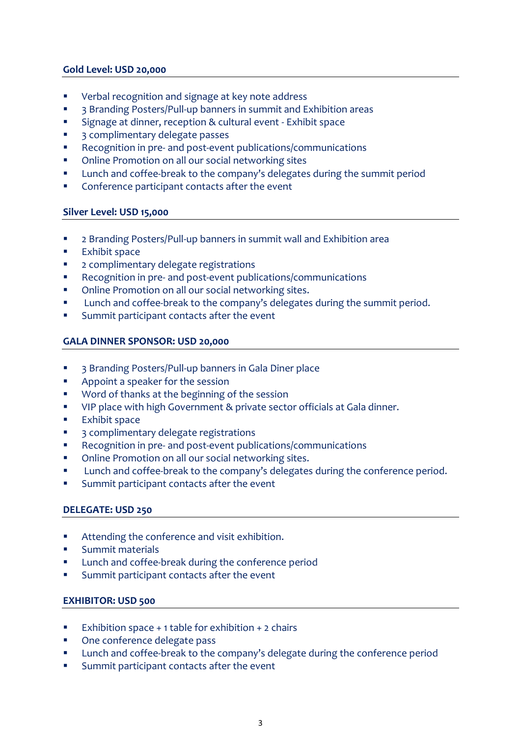### Gold Level: USD 20,000

- Verbal recognition and signage at key note address
- 3 Branding Posters/Pull-up banners in summit and Exhibition areas
- Signage at dinner, reception & cultural event - Exhibit space
- 3 complimentary delegate passes
- Recognition in pre- and post-event publications/communications
- Online Promotion on all our social networking sites
- Lunch and coffee-break to the company's delegates during the summit period
- Conference participant contacts after the event

### Silver Level: USD 15,000

- 2 Branding Posters/Pull-up banners in summit wall and Exhibition area
- Exhibit space
- 2 complimentary delegate registrations
- Recognition in pre- and post-event publications/communications
- Online Promotion on all our social networking sites.
- Lunch and coffee-break to the company's delegates during the summit period.
- Summit participant contacts after the event

### GALA DINNER SPONSOR: USD 20,000

- 3 Branding Posters/Pull-up banners in Gala Diner place
- Appoint a speaker for the session
- Word of thanks at the beginning of the session
- VIP place with high Government & private sector officials at Gala dinner.
- Exhibit space
- 3 complimentary delegate registrations
- Recognition in pre- and post-event publications/communications
- Online Promotion on all our social networking sites.
- Lunch and coffee-break to the company's delegates during the conference period.
- Summit participant contacts after the event

### DELEGATE: USD 250

- Attending the conference and visit exhibition.
- Summit materials
- Lunch and coffee-break during the conference period
- Summit participant contacts after the event

### EXHIBITOR: USD 500

- Exhibition space + 1 table for exhibition + 2 chairs
- One conference delegate pass
- Lunch and coffee-break to the company's delegate during the conference period
- Summit participant contacts after the event